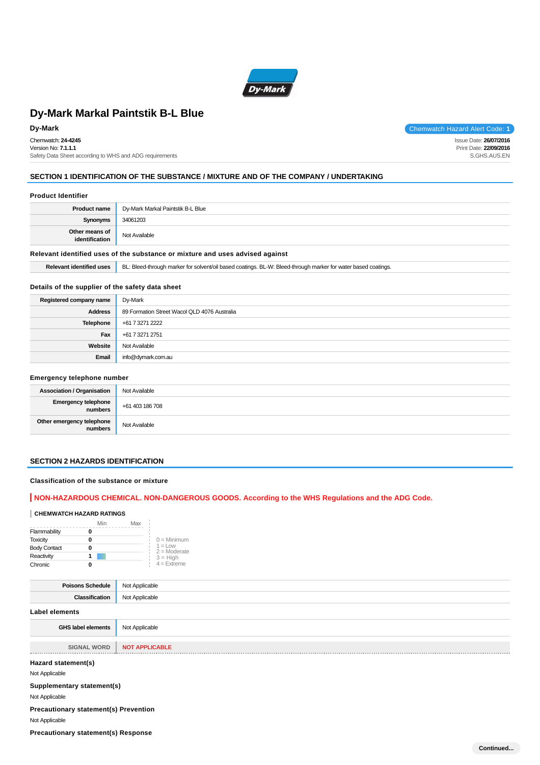# Dy-Mark Markal Paintstik B-L Blue

**Dy-Mark**

Chemwatch Hazard Alert Code: **1**

Chemwatch: **24-4245**
Version No: **7.1.1.1**
Safety Data Sheet according to WHS and ADG requirements

Issue Date: **26/07/2016**
Print Date: **22/09/2016**
S.GHS.AUS.EN

## SECTION 1 IDENTIFICATION OF THE SUBSTANCE / MIXTURE AND OF THE COMPANY / UNDERTAKING

### Product Identifier

| | |
|---|---|
| **Product name** | Dy-Mark Markal Paintstik B-L Blue |
| **Synonyms** | 34061203 |
| **Other means of identification** | Not Available |

### Relevant identified uses of the substance or mixture and uses advised against

| | |
|---|---|
| **Relevant identified uses** | BL: Bleed-through marker for solvent/oil based coatings. BL-W: Bleed-through marker for water based coatings. |

### Details of the supplier of the safety data sheet

| | |
|---|---|
| **Registered company name** | Dy-Mark |
| **Address** | 89 Formation Street Wacol QLD 4076 Australia |
| **Telephone** | +61 7 3271 2222 |
| **Fax** | +61 7 3271 2751 |
| **Website** | Not Available |
| **Email** | info@dymark.com.au |

### Emergency telephone number

| | |
|---|---|
| **Association / Organisation** | Not Available |
| **Emergency telephone numbers** | +61 403 186 708 |
| **Other emergency telephone numbers** | Not Available |

## SECTION 2 HAZARDS IDENTIFICATION

### Classification of the substance or mixture

**NON-HAZARDOUS CHEMICAL. NON-DANGEROUS GOODS. According to the WHS Regulations and the ADG Code.**

**CHEMWATCH HAZARD RATINGS**

| | Min | Max |
|---|---|---|
| Flammability | 0 | |
| Toxicity | 0 | |
| Body Contact | 0 | |
| Reactivity | 1 | |
| Chronic | 0 | |

0 = Minimum
1 = Low
2 = Moderate
3 = High
4 = Extreme

| | |
|---|---|
| **Poisons Schedule** | Not Applicable |
| **Classification** | Not Applicable |

### Label elements

| | |
|---|---|
| **GHS label elements** | Not Applicable |
| **SIGNAL WORD** | **NOT APPLICABLE** |

### Hazard statement(s)

Not Applicable

### Supplementary statement(s)

Not Applicable

### Precautionary statement(s) Prevention

Not Applicable

### Precautionary statement(s) Response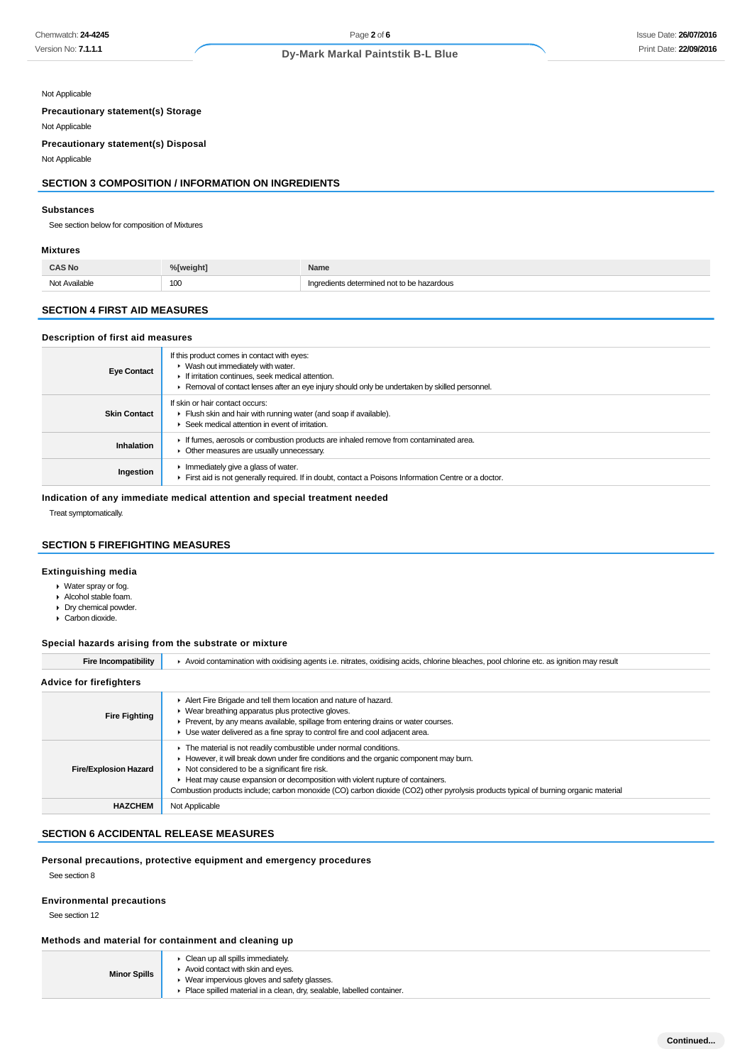Not Applicable

**Precautionary statement(s) Storage**

Not Applicable

**Precautionary statement(s) Disposal**

Not Applicable

## SECTION 3 COMPOSITION / INFORMATION ON INGREDIENTS

### Substances

See section below for composition of Mixtures

### Mixtures

| CAS No | %[weight] | Name |
|---|---|---|
| Not Available | 100 | Ingredients determined not to be hazardous |

## SECTION 4 FIRST AID MEASURES

### Description of first aid measures

| | |
|---|---|
| **Eye Contact** | If this product comes in contact with eyes:<br>- Wash out immediately with water.<br>- If irritation continues, seek medical attention.<br>- Removal of contact lenses after an eye injury should only be undertaken by skilled personnel. |
| **Skin Contact** | If skin or hair contact occurs:<br>- Flush skin and hair with running water (and soap if available).<br>- Seek medical attention in event of irritation. |
| **Inhalation** | - If fumes, aerosols or combustion products are inhaled remove from contaminated area.<br>- Other measures are usually unnecessary. |
| **Ingestion** | - Immediately give a glass of water.<br>- First aid is not generally required. If in doubt, contact a Poisons Information Centre or a doctor. |

### Indication of any immediate medical attention and special treatment needed

Treat symptomatically.

## SECTION 5 FIREFIGHTING MEASURES

### Extinguishing media

- Water spray or fog.
- Alcohol stable foam.
- Dry chemical powder.
- Carbon dioxide.

### Special hazards arising from the substrate or mixture

| | |
|---|---|
| **Fire Incompatibility** | - Avoid contamination with oxidising agents i.e. nitrates, oxidising acids, chlorine bleaches, pool chlorine etc. as ignition may result |

### Advice for firefighters

| | |
|---|---|
| **Fire Fighting** | - Alert Fire Brigade and tell them location and nature of hazard.<br>- Wear breathing apparatus plus protective gloves.<br>- Prevent, by any means available, spillage from entering drains or water courses.<br>- Use water delivered as a fine spray to control fire and cool adjacent area. |
| **Fire/Explosion Hazard** | - The material is not readily combustible under normal conditions.<br>- However, it will break down under fire conditions and the organic component may burn.<br>- Not considered to be a significant fire risk.<br>- Heat may cause expansion or decomposition with violent rupture of containers.<br>Combustion products include; carbon monoxide (CO) carbon dioxide ($CO_2$) other pyrolysis products typical of burning organic material |
| **HAZCHEM** | Not Applicable |

## SECTION 6 ACCIDENTAL RELEASE MEASURES

### Personal precautions, protective equipment and emergency procedures

See section 8

### Environmental precautions

See section 12

### Methods and material for containment and cleaning up

| | |
|---|---|
| **Minor Spills** | - Clean up all spills immediately.<br>- Avoid contact with skin and eyes.<br>- Wear impervious gloves and safety glasses.<br>- Place spilled material in a clean, dry, sealable, labelled container. |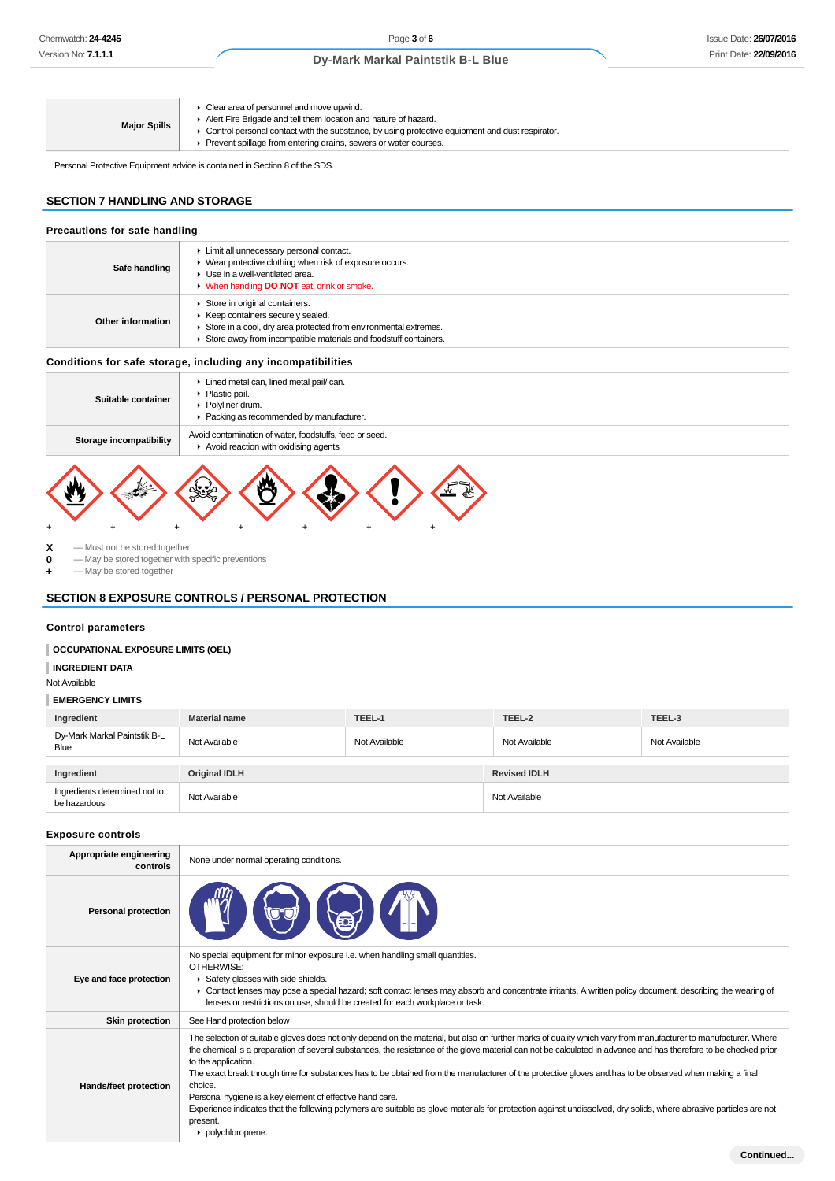| | |
|---|---|
| **Major Spills** | ▸ Clear area of personnel and move upwind.<br>▸ Alert Fire Brigade and tell them location and nature of hazard.<br>▸ Control personal contact with the substance, by using protective equipment and dust respirator.<br>▸ Prevent spillage from entering drains, sewers or water courses. |

Personal Protective Equipment advice is contained in Section 8 of the SDS.

## SECTION 7 HANDLING AND STORAGE

### Precautions for safe handling

| | |
|---|---|
| **Safe handling** | ▸ Limit all unnecessary personal contact.<br>▸ Wear protective clothing when risk of exposure occurs.<br>▸ Use in a well-ventilated area.<br>▸ When handling **DO NOT** eat, drink or smoke. |
| **Other information** | ▸ Store in original containers.<br>▸ Keep containers securely sealed.<br>▸ Store in a cool, dry area protected from environmental extremes.<br>▸ Store away from incompatible materials and foodstuff containers. |

### Conditions for safe storage, including any incompatibilities

| | |
|---|---|
| **Suitable container** | ▸ Lined metal can, lined metal pail/ can.<br>▸ Plastic pail.<br>▸ Polyliner drum.<br>▸ Packing as recommended by manufacturer. |
| **Storage incompatibility** | Avoid contamination of water, foodstuffs, feed or seed.<br>▸ Avoid reaction with oxidising agents |

| | | | | | | |
|---|---|---|---|---|---|---|
| + | + | + | + | + | + | + |

**X** — Must not be stored together
**0** — May be stored together with specific preventions
**+** — May be stored together

## SECTION 8 EXPOSURE CONTROLS / PERSONAL PROTECTION

### Control parameters

**OCCUPATIONAL EXPOSURE LIMITS (OEL)**

**INGREDIENT DATA**

Not Available

**EMERGENCY LIMITS**

| Ingredient | Material name | TEEL-1 | TEEL-2 | TEEL-3 |
|---|---|---|---|---|
| Dy-Mark Markal Paintstik B-L Blue | Not Available | Not Available | Not Available | Not Available |

| Ingredient | Original IDLH | Revised IDLH |
|---|---|---|
| Ingredients determined not to be hazardous | Not Available | Not Available |

### Exposure controls

| | |
|---|---|
| **Appropriate engineering controls** | None under normal operating conditions. |
| **Personal protection** | |
| **Eye and face protection** | No special equipment for minor exposure i.e. when handling small quantities.<br>OTHERWISE:<br>▸ Safety glasses with side shields.<br>▸ Contact lenses may pose a special hazard; soft contact lenses may absorb and concentrate irritants. A written policy document, describing the wearing of lenses or restrictions on use, should be created for each workplace or task. |
| **Skin protection** | See Hand protection below |
| **Hands/feet protection** | The selection of suitable gloves does not only depend on the material, but also on further marks of quality which vary from manufacturer to manufacturer. Where the chemical is a preparation of several substances, the resistance of the glove material can not be calculated in advance and has therefore to be checked prior to the application.<br>The exact break through time for substances has to be obtained from the manufacturer of the protective gloves and.has to be observed when making a final choice.<br>Personal hygiene is a key element of effective hand care.<br>Experience indicates that the following polymers are suitable as glove materials for protection against undissolved, dry solids, where abrasive particles are not present.<br>▸ polychloroprene. |

Continued...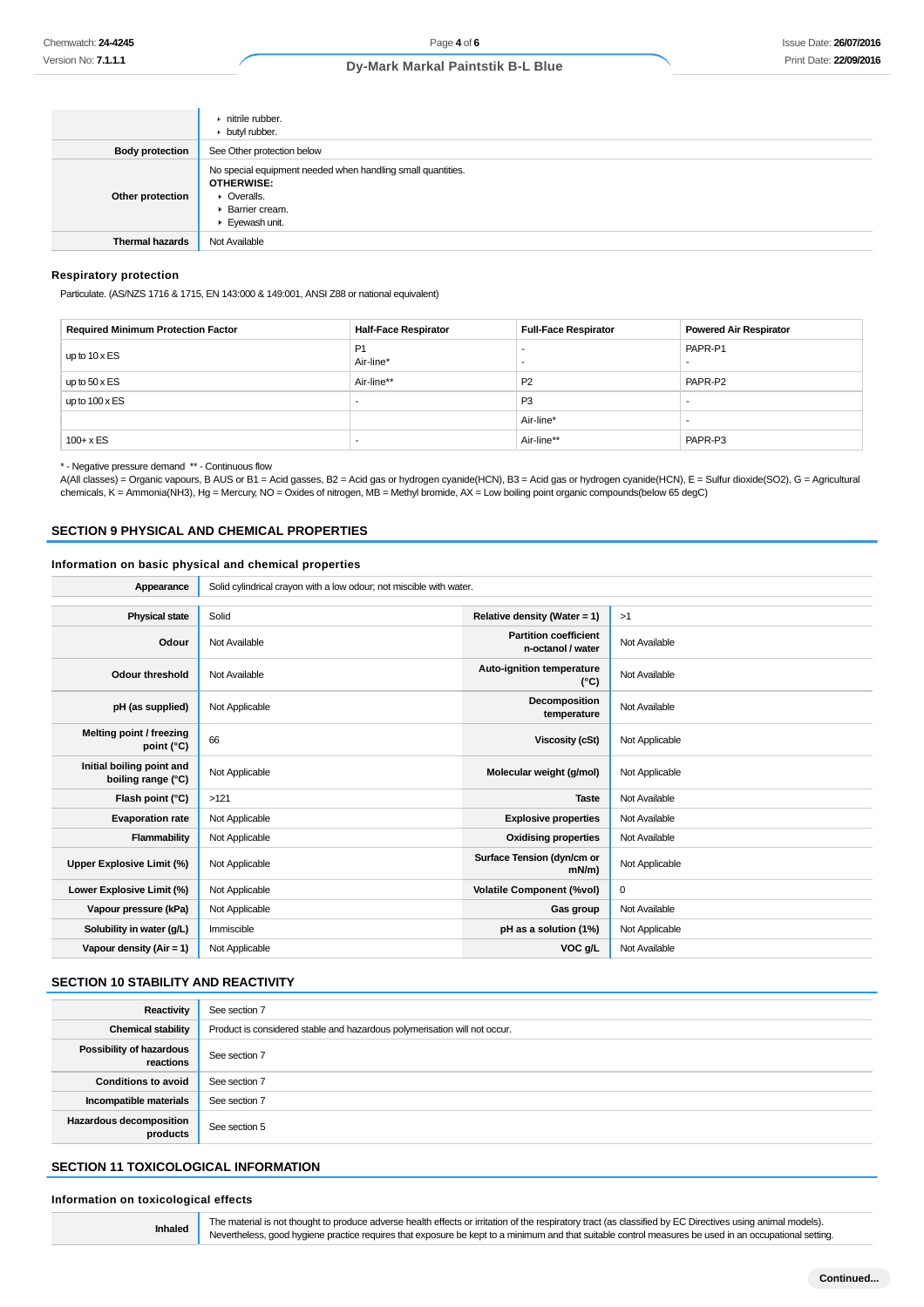|  |  |
|---|---|
|  | - nitrile rubber.<br>- butyl rubber. |
| **Body protection** | See Other protection below |
| **Other protection** | No special equipment needed when handling small quantities.<br>**OTHERWISE:**<br>- Overalls.<br>- Barrier cream.<br>- Eyewash unit. |
| **Thermal hazards** | Not Available |

### Respiratory protection

Particulate. (AS/NZS 1716 & 1715, EN 143:000 & 149:001, ANSI Z88 or national equivalent)

| Required Minimum Protection Factor | Half-Face Respirator | Full-Face Respirator | Powered Air Respirator |
|---|---|---|---|
| up to 10 x ES | P1<br>Air-line* | -<br>- | PAPR-P1<br>- |
| up to 50 x ES | Air-line** | P2 | PAPR-P2 |
| up to 100 x ES | - | P3 | - |
|  |  | Air-line* | - |
| 100+ x ES | - | Air-line** | PAPR-P3 |

\* - Negative pressure demand ** - Continuous flow
A(All classes) = Organic vapours, B AUS or B1 = Acid gasses, B2 = Acid gas or hydrogen cyanide(HCN), B3 = Acid gas or hydrogen cyanide(HCN), E = Sulfur dioxide(SO2), G = Agricultural chemicals, K = Ammonia(NH3), Hg = Mercury, NO = Oxides of nitrogen, MB = Methyl bromide, AX = Low boiling point organic compounds(below 65 degC)

## SECTION 9 PHYSICAL AND CHEMICAL PROPERTIES

### Information on basic physical and chemical properties

|  |  |
|---|---|
| **Appearance** | Solid cylindrical crayon with a low odour; not miscible with water. |

|  |  |  |  |
|---|---|---|---|
| **Physical state** | Solid | **Relative density (Water = 1)** | >1 |
| **Odour** | Not Available | **Partition coefficient n-octanol / water** | Not Available |
| **Odour threshold** | Not Available | **Auto-ignition temperature (°C)** | Not Available |
| **pH (as supplied)** | Not Applicable | **Decomposition temperature** | Not Available |
| **Melting point / freezing point (°C)** | 66 | **Viscosity (cSt)** | Not Applicable |
| **Initial boiling point and boiling range (°C)** | Not Applicable | **Molecular weight (g/mol)** | Not Applicable |
| **Flash point (°C)** | >121 | **Taste** | Not Available |
| **Evaporation rate** | Not Applicable | **Explosive properties** | Not Available |
| **Flammability** | Not Applicable | **Oxidising properties** | Not Available |
| **Upper Explosive Limit (%)** | Not Applicable | **Surface Tension (dyn/cm or mN/m)** | Not Applicable |
| **Lower Explosive Limit (%)** | Not Applicable | **Volatile Component (%vol)** | 0 |
| **Vapour pressure (kPa)** | Not Applicable | **Gas group** | Not Available |
| **Solubility in water (g/L)** | Immiscible | **pH as a solution (1%)** | Not Applicable |
| **Vapour density (Air = 1)** | Not Applicable | **VOC g/L** | Not Available |

## SECTION 10 STABILITY AND REACTIVITY

|  |  |
|---|---|
| **Reactivity** | See section 7 |
| **Chemical stability** | Product is considered stable and hazardous polymerisation will not occur. |
| **Possibility of hazardous reactions** | See section 7 |
| **Conditions to avoid** | See section 7 |
| **Incompatible materials** | See section 7 |
| **Hazardous decomposition products** | See section 5 |

## SECTION 11 TOXICOLOGICAL INFORMATION

### Information on toxicological effects

|  |  |
|---|---|
| **Inhaled** | The material is not thought to produce adverse health effects or irritation of the respiratory tract (as classified by EC Directives using animal models). Nevertheless, good hygiene practice requires that exposure be kept to a minimum and that suitable control measures be used in an occupational setting. |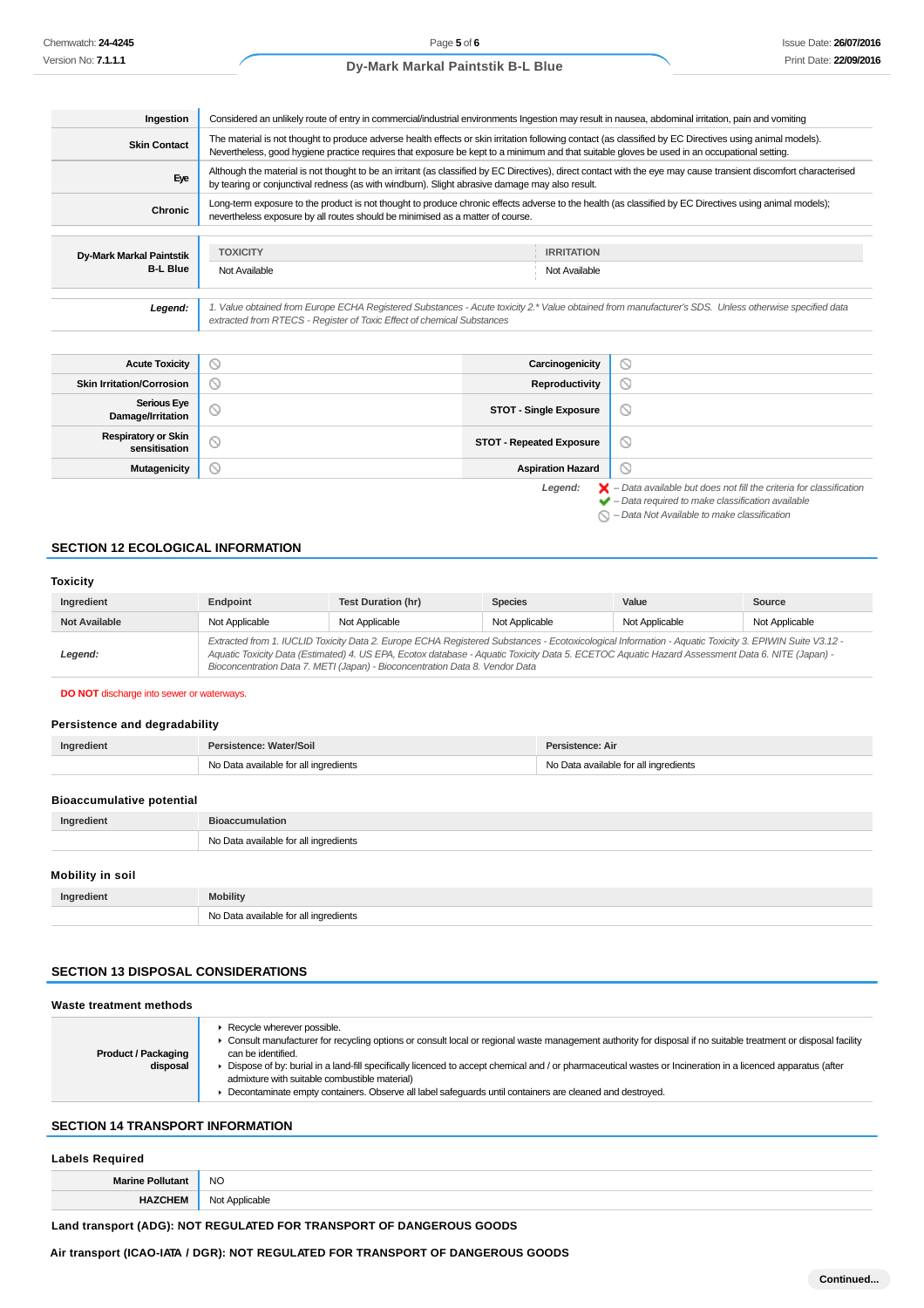| | |
|---|---|
| **Ingestion** | Considered an unlikely route of entry in commercial/industrial environments Ingestion may result in nausea, abdominal irritation, pain and vomiting |
| **Skin Contact** | The material is not thought to produce adverse health effects or skin irritation following contact (as classified by EC Directives using animal models). Nevertheless, good hygiene practice requires that exposure be kept to a minimum and that suitable gloves be used in an occupational setting. |
| **Eye** | Although the material is not thought to be an irritant (as classified by EC Directives), direct contact with the eye may cause transient discomfort characterised by tearing or conjunctival redness (as with windburn). Slight abrasive damage may also result. |
| **Chronic** | Long-term exposure to the product is not thought to produce chronic effects adverse to the health (as classified by EC Directives using animal models); nevertheless exposure by all routes should be minimised as a matter of course. |

| | TOXICITY | IRRITATION |
|---|---|---|
| **Dy-Mark Markal Paintstik B-L Blue** | Not Available | Not Available |

| | |
|---|---|
| ***Legend:*** | *1. Value obtained from Europe ECHA Registered Substances - Acute toxicity 2.\* Value obtained from manufacturer's SDS. Unless otherwise specified data extracted from RTECS - Register of Toxic Effect of chemical Substances* |

| | | | |
|---|---|---|---|
| **Acute Toxicity** | ⃠ | **Carcinogenicity** | ⃠ |
| **Skin Irritation/Corrosion** | ⃠ | **Reproductivity** | ⃠ |
| **Serious Eye Damage/Irritation** | ⃠ | **STOT - Single Exposure** | ⃠ |
| **Respiratory or Skin sensitisation** | ⃠ | **STOT - Repeated Exposure** | ⃠ |
| **Mutagenicity** | ⃠ | **Aspiration Hazard** | ⃠ |

*Legend:*
- ❌ *– Data available but does not fill the criteria for classification*
- ✔ *– Data required to make classification available*
- ⃠ *– Data Not Available to make classification*

## SECTION 12 ECOLOGICAL INFORMATION

### Toxicity

| Ingredient | Endpoint | Test Duration (hr) | Species | Value | Source |
|---|---|---|---|---|---|
| Not Available | Not Applicable | Not Applicable | Not Applicable | Not Applicable | Not Applicable |
| ***Legend:*** | *Extracted from 1. IUCLID Toxicity Data 2. Europe ECHA Registered Substances - Ecotoxicological Information - Aquatic Toxicity 3. EPIWIN Suite V3.12 - Aquatic Toxicity Data (Estimated) 4. US EPA, Ecotox database - Aquatic Toxicity Data 5. ECETOC Aquatic Hazard Assessment Data 6. NITE (Japan) - Bioconcentration Data 7. METI (Japan) - Bioconcentration Data 8. Vendor Data* | | | | |

**DO NOT** discharge into sewer or waterways.

### Persistence and degradability

| Ingredient | Persistence: Water/Soil | Persistence: Air |
|---|---|---|
| | No Data available for all ingredients | No Data available for all ingredients |

### Bioaccumulative potential

| Ingredient | Bioaccumulation |
|---|---|
| | No Data available for all ingredients |

### Mobility in soil

| Ingredient | Mobility |
|---|---|
| | No Data available for all ingredients |

## SECTION 13 DISPOSAL CONSIDERATIONS

### Waste treatment methods

| | |
|---|---|
| **Product / Packaging disposal** | ▸ Recycle wherever possible.<br>▸ Consult manufacturer for recycling options or consult local or regional waste management authority for disposal if no suitable treatment or disposal facility can be identified.<br>▸ Dispose of by: burial in a land-fill specifically licenced to accept chemical and / or pharmaceutical wastes or Incineration in a licenced apparatus (after admixture with suitable combustible material)<br>▸ Decontaminate empty containers. Observe all label safeguards until containers are cleaned and destroyed. |

## SECTION 14 TRANSPORT INFORMATION

### Labels Required

| | |
|---|---|
| **Marine Pollutant** | NO |
| **HAZCHEM** | Not Applicable |

**Land transport (ADG): NOT REGULATED FOR TRANSPORT OF DANGEROUS GOODS**

**Air transport (ICAO-IATA / DGR): NOT REGULATED FOR TRANSPORT OF DANGEROUS GOODS**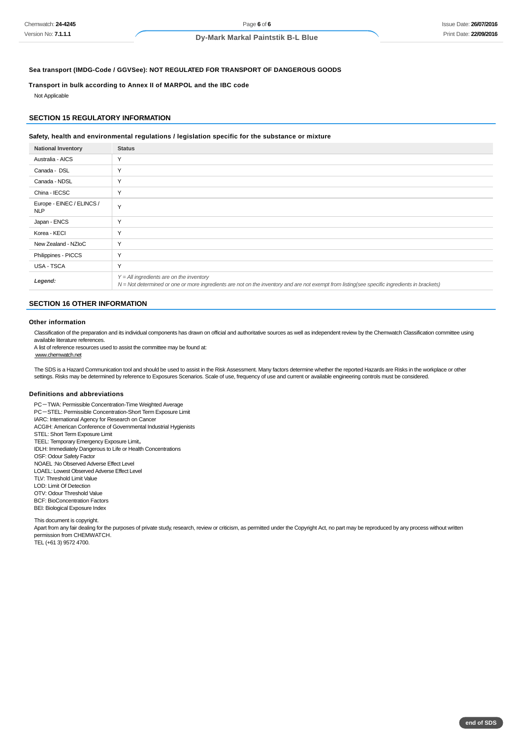**Sea transport (IMDG-Code / GGVSee): NOT REGULATED FOR TRANSPORT OF DANGEROUS GOODS**

**Transport in bulk according to Annex II of MARPOL and the IBC code**

Not Applicable

## SECTION 15 REGULATORY INFORMATION

### Safety, health and environmental regulations / legislation specific for the substance or mixture

| National Inventory | Status |
|---|---|
| Australia - AICS | Y |
| Canada - DSL | Y |
| Canada - NDSL | Y |
| China - IECSC | Y |
| Europe - EINEC / ELINCS / NLP | Y |
| Japan - ENCS | Y |
| Korea - KECI | Y |
| New Zealand - NZIoC | Y |
| Philippines - PICCS | Y |
| USA - TSCA | Y |
| ***Legend:*** | *Y = All ingredients are on the inventory*<br>*N = Not determined or one or more ingredients are not on the inventory and are not exempt from listing(see specific ingredients in brackets)* |

## SECTION 16 OTHER INFORMATION

### Other information

Classification of the preparation and its individual components has drawn on official and authoritative sources as well as independent review by the Chemwatch Classification committee using available literature references.
A list of reference resources used to assist the committee may be found at:
www.chemwatch.net

The SDS is a Hazard Communication tool and should be used to assist in the Risk Assessment. Many factors determine whether the reported Hazards are Risks in the workplace or other settings. Risks may be determined by reference to Exposures Scenarios. Scale of use, frequency of use and current or available engineering controls must be considered.

### Definitions and abbreviations

PC－TWA: Permissible Concentration-Time Weighted Average
PC－STEL: Permissible Concentration-Short Term Exposure Limit
IARC: International Agency for Research on Cancer
ACGIH: American Conference of Governmental Industrial Hygienists
STEL: Short Term Exposure Limit
TEEL: Temporary Emergency Exposure Limit。
IDLH: Immediately Dangerous to Life or Health Concentrations
OSF: Odour Safety Factor
NOAEL :No Observed Adverse Effect Level
LOAEL: Lowest Observed Adverse Effect Level
TLV: Threshold Limit Value
LOD: Limit Of Detection
OTV: Odour Threshold Value
BCF: BioConcentration Factors
BEI: Biological Exposure Index

This document is copyright.
Apart from any fair dealing for the purposes of private study, research, review or criticism, as permitted under the Copyright Act, no part may be reproduced by any process without written permission from CHEMWATCH.
TEL (+61 3) 9572 4700.

end of SDS